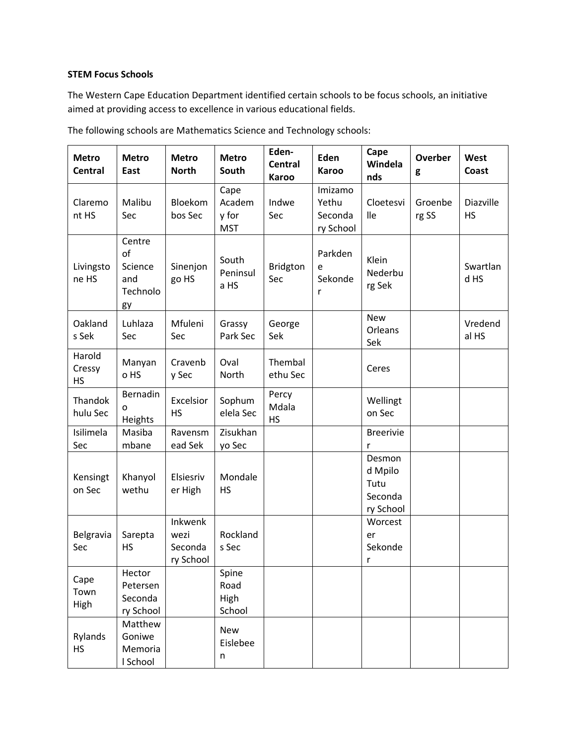**STEM Focus Schools**

The Western Cape Education Department identified certain schools to be focus schools, an initiative aimed at providing access to excellence in various educational fields.

The following schools are Mathematics Science and Technology schools:

| Metro Central | Metro East | Metro North | Metro South | Eden-Central Karoo | Eden Karoo | Cape Winelands | Overberg | West Coast |
|---|---|---|---|---|---|---|---|---|
| Claremont HS | Malibu Sec | Bloekombos Sec | Cape Academy for MST | Indwe Sec | Imizamo Yethu Secondary School | Cloetesville | Groenberg SS | Diazville HS |
| Livingstone HS | Centre of Science and Technology | Sinenjongo HS | South Peninsula HS | Bridgton Sec | Parkdene Sekonder | Klein Nederburg Sek | | Swartland HS |
| Oaklands Sek | Luhlaza Sec | Mfuleni Sec | Grassy Park Sec | George Sek | | New Orleans Sek | | Vredendal HS |
| Harold Cressy HS | Manyano HS | Cravenby Sec | Oval North | Thembalethu Sec | | Ceres | | |
| Thandokhulu Sec | Bernadino Heights | Excelsior HS | Sophumelela Sec | Percy Mdala HS | | Wellington Sec | | |
| Isilimela Sec | Masibambane | Ravensmead Sek | Zisukhanyo Sec | | | Breerivier | | |
| Kensington Sec | Khanyolwethu | Elsiesriver High | Mondale HS | | | Desmond Mpilo Tutu Secondary School | | |
| Belgravia Sec | Sarepta HS | Inkwenkwezi Secondary School | Rocklands Sec | | | Worcester Sekonder | | |
| Cape Town High | Hector Petersen Secondary School | | Spine Road High School | | | | | |
| Rylands HS | Matthew Goniwe Memorial School | | New Eislebeen | | | | | |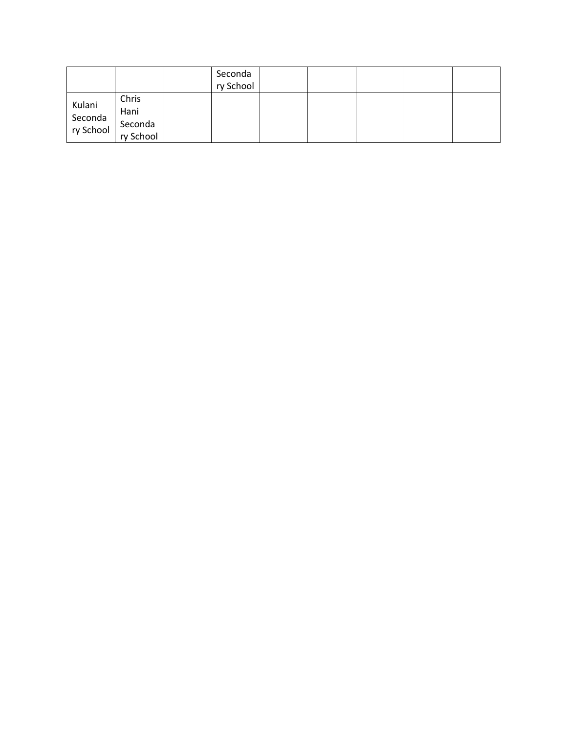| | | | | | | | | |
|---|---|---|---|---|---|---|---|---|
| | | | Secondary School | | | | | |
| Kulani Secondary School | Chris Hani Secondary School | | | | | | | |